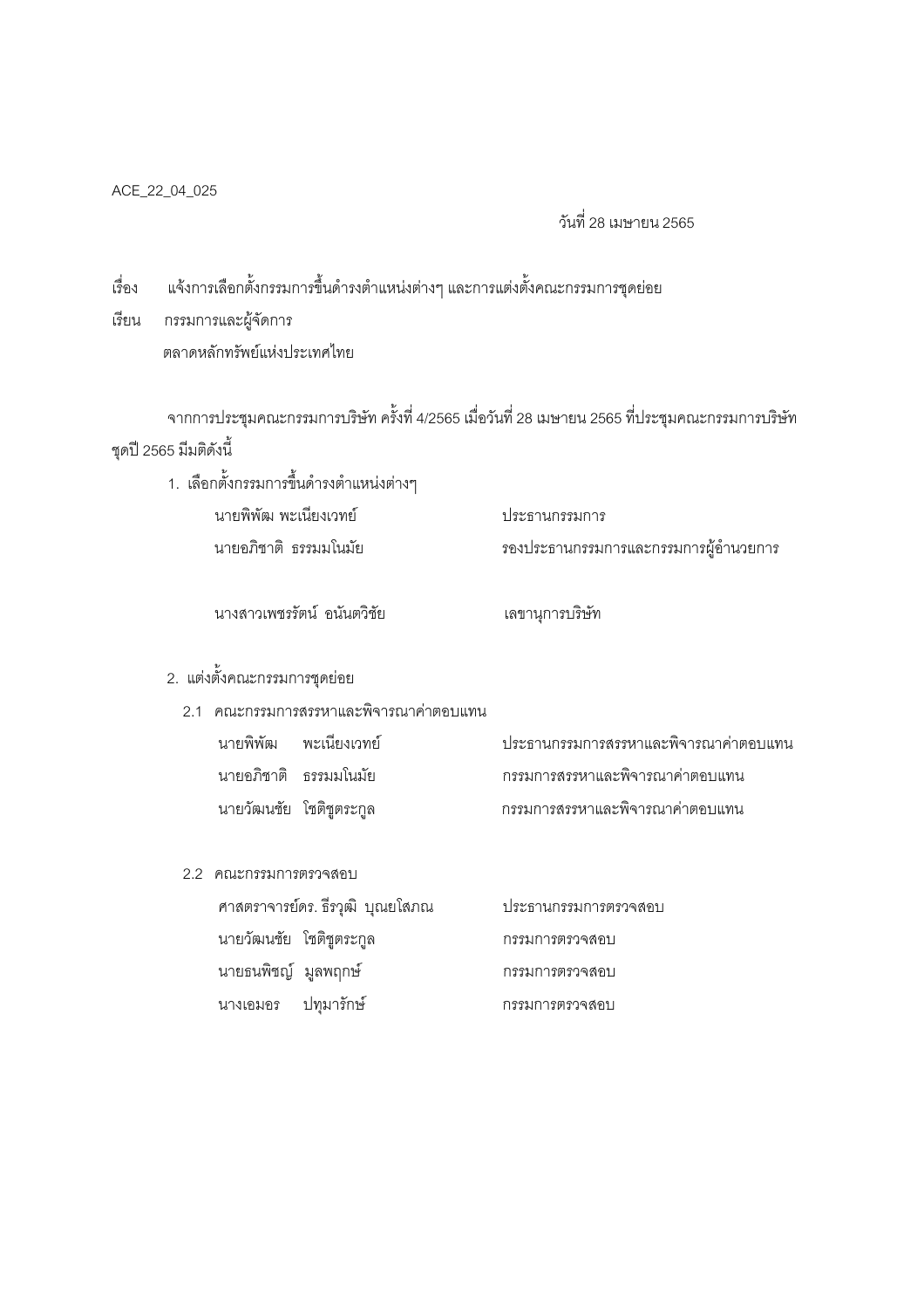ACE_22_04_025

วันที่ 28 เมษายน 2565

เรื่อง แจ้งการเลือกตั้งกรรมการขึ้นดำรงตำแหน่งต่างๆ และการแต่งตั้งคณะกรรมการชุดย่อย

เรียน กรรมการและผู้จัดการ
ตลาดหลักทรัพย์แห่งประเทศไทย

จากการประชุมคณะกรรมการบริษัท ครั้งที่ 4/2565 เมื่อวันที่ 28 เมษายน 2565 ที่ประชุมคณะกรรมการบริษัทชุดปี 2565 มีมติดังนี้

1. เลือกตั้งกรรมการขึ้นดำรงตำแหน่งต่างๆ

| | |
|---|---|
| นายพิพัฒ พะเนียงเวทย์ | ประธานกรรมการ |
| นายอภิชาติ ธรรมมโนมัย | รองประธานกรรมการและกรรมการผู้อำนวยการ |
| นางสาวเพชรรัตน์ อนันตวิชัย | เลขานุการบริษัท |

2. แต่งตั้งคณะกรรมการชุดย่อย

2.1 คณะกรรมการสรรหาและพิจารณาค่าตอบแทน

| | |
|---|---|
| นายพิพัฒ พะเนียงเวทย์ | ประธานกรรมการสรรหาและพิจารณาค่าตอบแทน |
| นายอภิชาติ ธรรมมโนมัย | กรรมการสรรหาและพิจารณาค่าตอบแทน |
| นายวัฒนชัย โชติชูตระกูล | กรรมการสรรหาและพิจารณาค่าตอบแทน |

2.2 คณะกรรมการตรวจสอบ

| | |
|---|---|
| ศาสตราจารย์ดร. ธีรวุฒิ บุณยโสภณ | ประธานกรรมการตรวจสอบ |
| นายวัฒนชัย โชติชูตระกูล | กรรมการตรวจสอบ |
| นายธนพิชญ์ มูลพฤกษ์ | กรรมการตรวจสอบ |
| นางเอมอร ปทุมารักษ์ | กรรมการตรวจสอบ |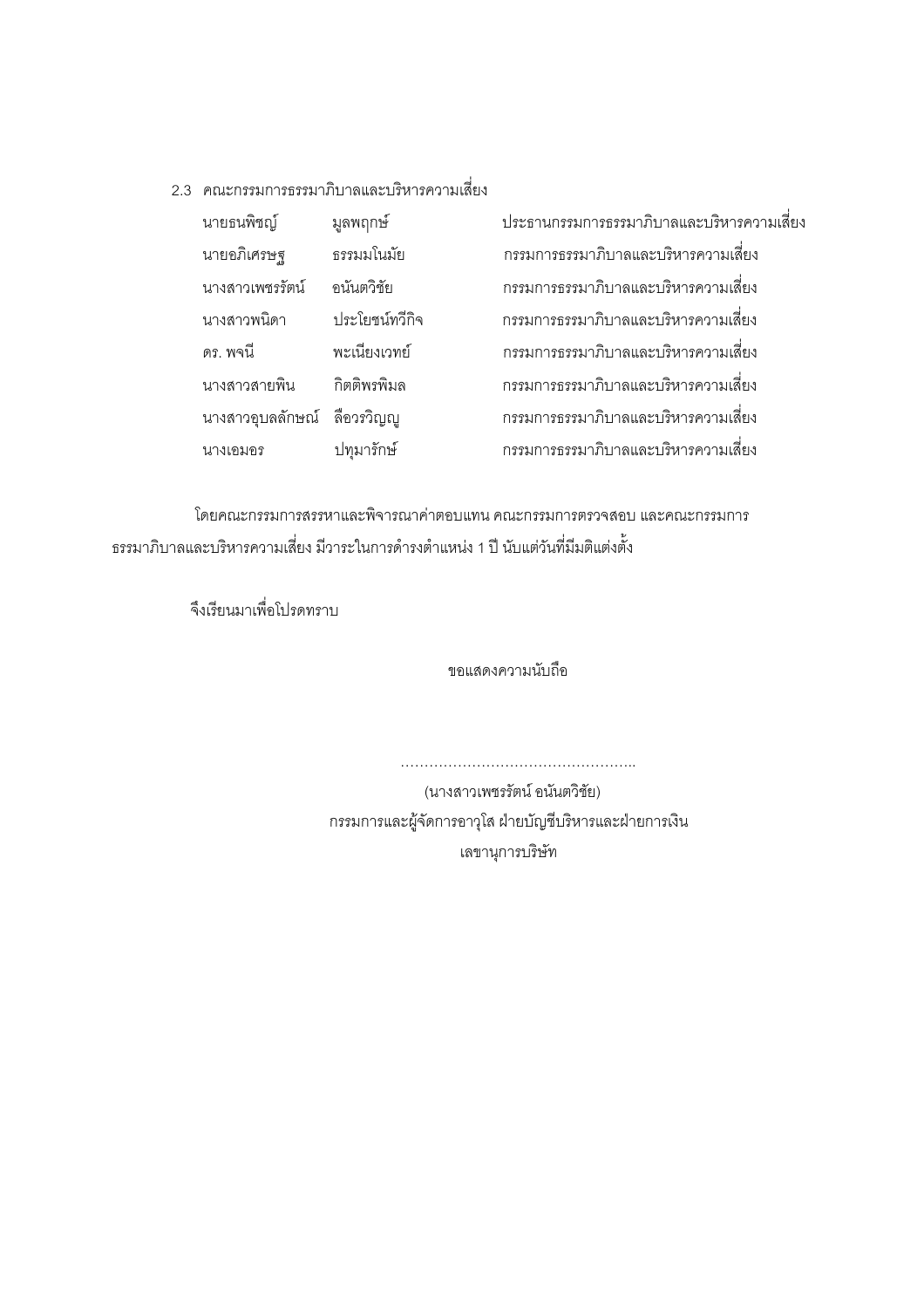2.3 คณะกรรมการธรรมาภิบาลและบริหารความเสี่ยง

| | | |
|---|---|---|
| นายธนพิชญ์ | มูลพฤกษ์ | ประธานกรรมการธรรมาภิบาลและบริหารความเสี่ยง |
| นายอภิเศรษฐ | ธรรมมโนมัย | กรรมการธรรมาภิบาลและบริหารความเสี่ยง |
| นางสาวเพชรรัตน์ | อนันตวิชัย | กรรมการธรรมาภิบาลและบริหารความเสี่ยง |
| นางสาวพนิดา | ประโยชน์ทวีกิจ | กรรมการธรรมาภิบาลและบริหารความเสี่ยง |
| ดร. พจนี | พะเนียงเวทย์ | กรรมการธรรมาภิบาลและบริหารความเสี่ยง |
| นางสาวสายพิน | กิตติพรพิมล | กรรมการธรรมาภิบาลและบริหารความเสี่ยง |
| นางสาวอุบลลักษณ์ | ลือวรวิญญู | กรรมการธรรมาภิบาลและบริหารความเสี่ยง |
| นางเอมอร | ปทุมารักษ์ | กรรมการธรรมาภิบาลและบริหารความเสี่ยง |

โดยคณะกรรมการสรรหาและพิจารณาค่าตอบแทน คณะกรรมการตรวจสอบ และคณะกรรมการธรรมาภิบาลและบริหารความเสี่ยง มีวาระในการดำรงตำแหน่ง 1 ปี นับแต่วันที่มีมติแต่งตั้ง

จึงเรียนมาเพื่อโปรดทราบ

ขอแสดงความนับถือ

…………………………………………..

(นางสาวเพชรรัตน์ อนันตวิชัย)

กรรมการและผู้จัดการอาวุโส ฝ่ายบัญชีบริหารและฝ่ายการเงิน

เลขานุการบริษัท